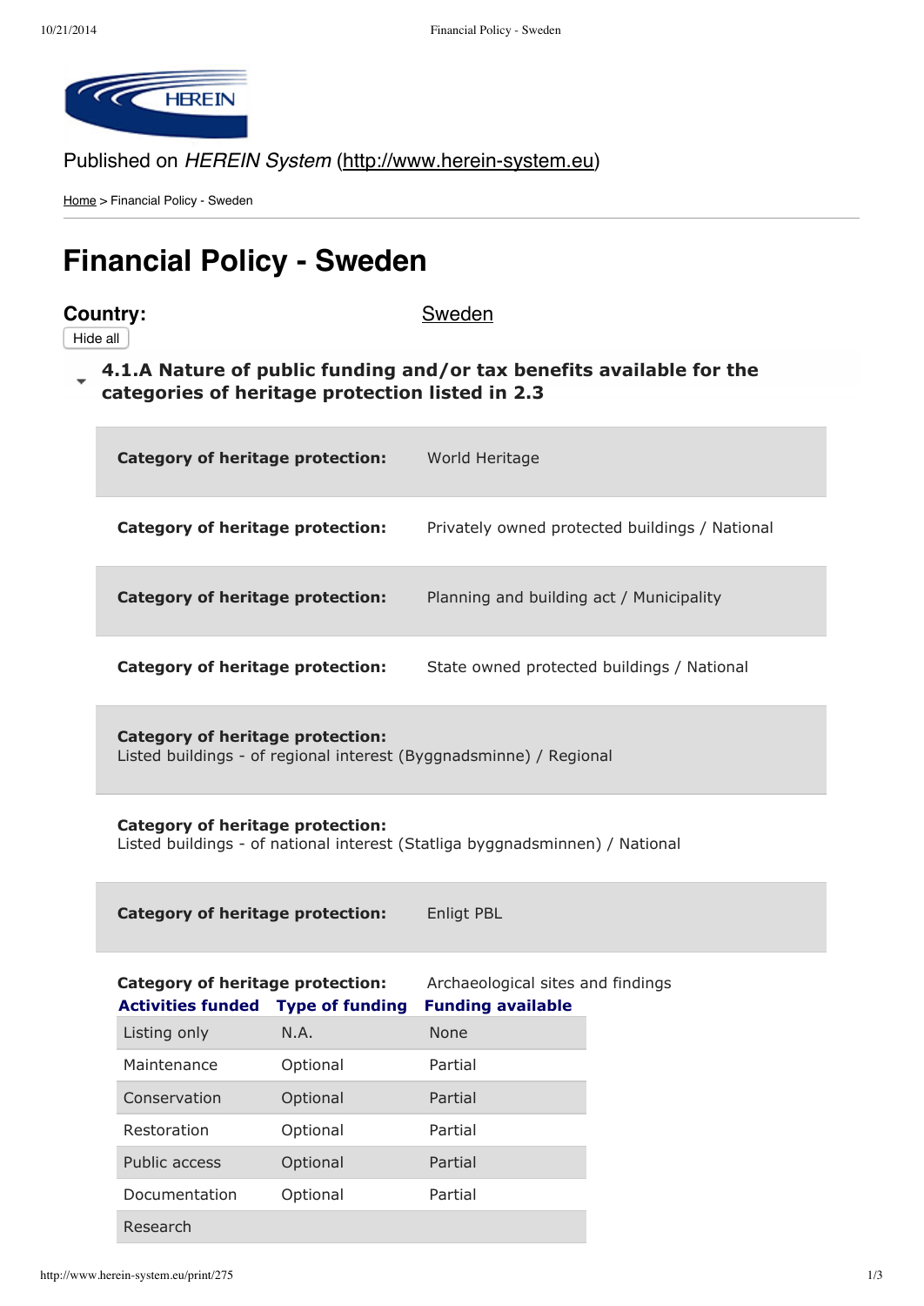Published on *HEREIN System* (http://www.herein-system.eu)

Home > Financial Policy - Sweden

# Financial Policy - Sweden

**Country:** Sweden

Hide all

### 4.1.A Nature of public funding and/or tax benefits available for the categories of heritage protection listed in 2.3

**Category of heritage protection:** World Heritage

**Category of heritage protection:** Privately owned protected buildings / National

**Category of heritage protection:** Planning and building act / Municipality

**Category of heritage protection:** State owned protected buildings / National

**Category of heritage protection:**
Listed buildings - of regional interest (Byggnadsminne) / Regional

**Category of heritage protection:**
Listed buildings - of national interest (Statliga byggnadsminnen) / National

**Category of heritage protection:** Enligt PBL

**Category of heritage protection:** Archaeological sites and findings

| Activities funded | Type of funding | Funding available |
|---|---|---|
| Listing only | N.A. | None |
| Maintenance | Optional | Partial |
| Conservation | Optional | Partial |
| Restoration | Optional | Partial |
| Public access | Optional | Partial |
| Documentation | Optional | Partial |
| Research | | |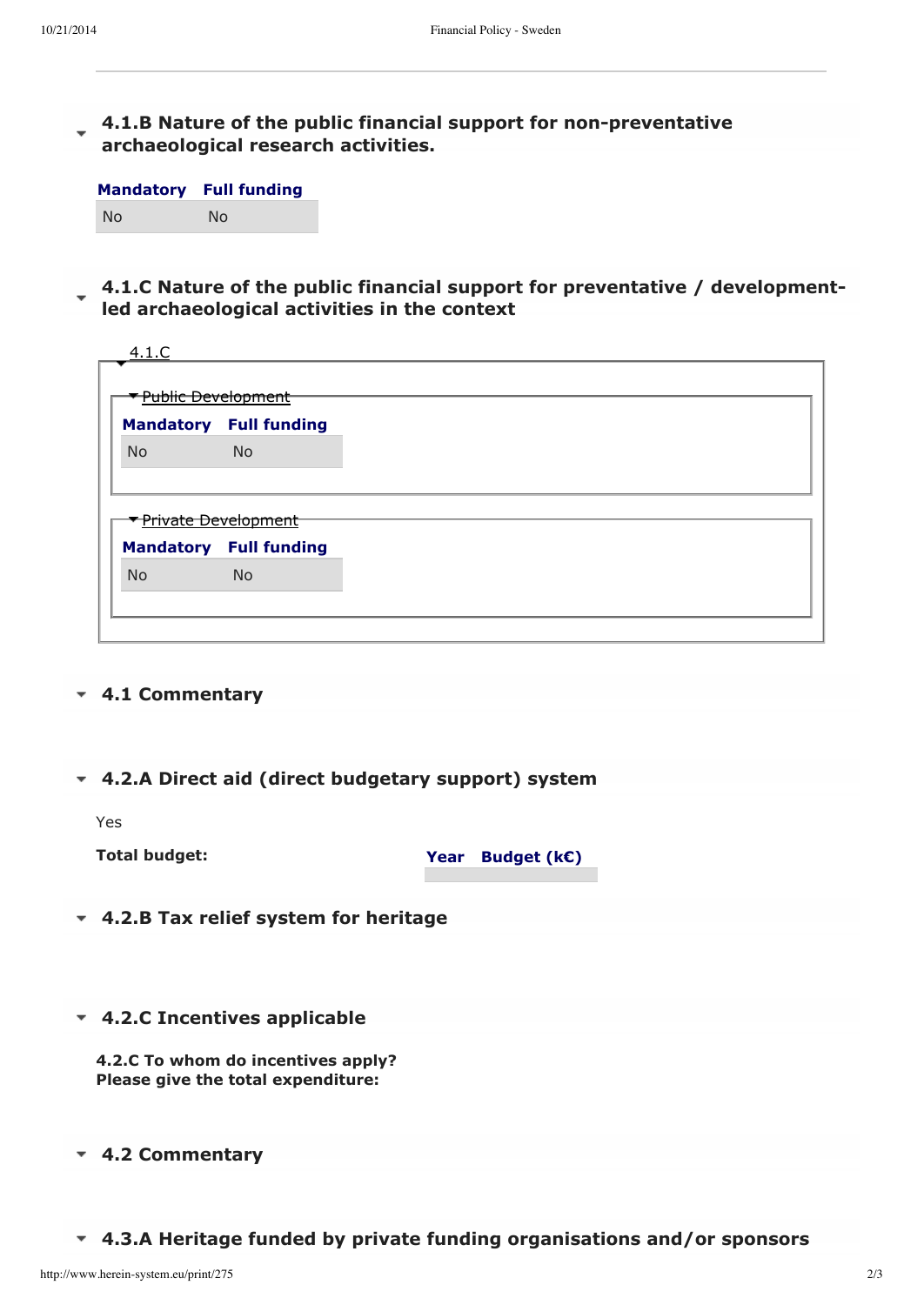## 4.1.B Nature of the public financial support for non-preventative archaeological research activities.

| Mandatory | Full funding |
|---|---|
| No | No |

## 4.1.C Nature of the public financial support for preventative / development-led archaeological activities in the context

4.1.C

Public Development

| Mandatory | Full funding |
|---|---|
| No | No |

Private Development

| Mandatory | Full funding |
|---|---|
| No | No |

## 4.1 Commentary

## 4.2.A Direct aid (direct budgetary support) system

Yes

**Total budget:**

| Year | Budget (k€) |
|---|---|
| | |

## 4.2.B Tax relief system for heritage

## 4.2.C Incentives applicable

**4.2.C To whom do incentives apply?**
**Please give the total expenditure:**

## 4.2 Commentary

## 4.3.A Heritage funded by private funding organisations and/or sponsors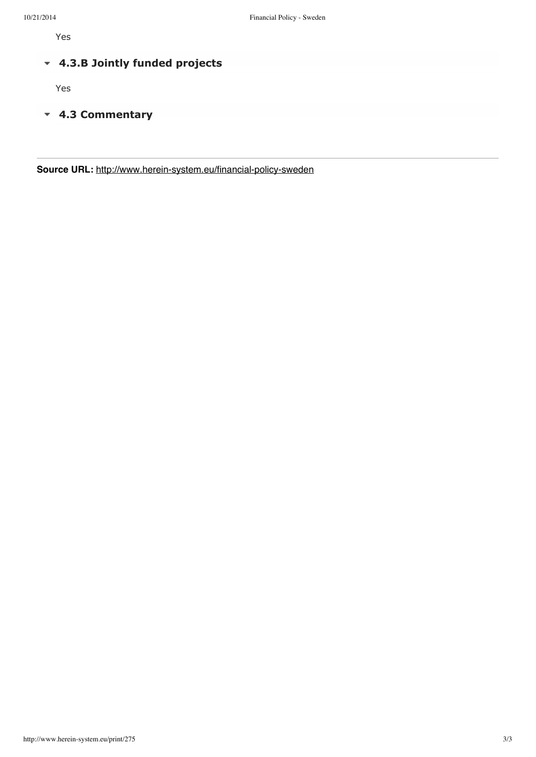Yes

### 4.3.B Jointly funded projects

Yes

### 4.3 Commentary

---

**Source URL:** http://www.herein-system.eu/financial-policy-sweden